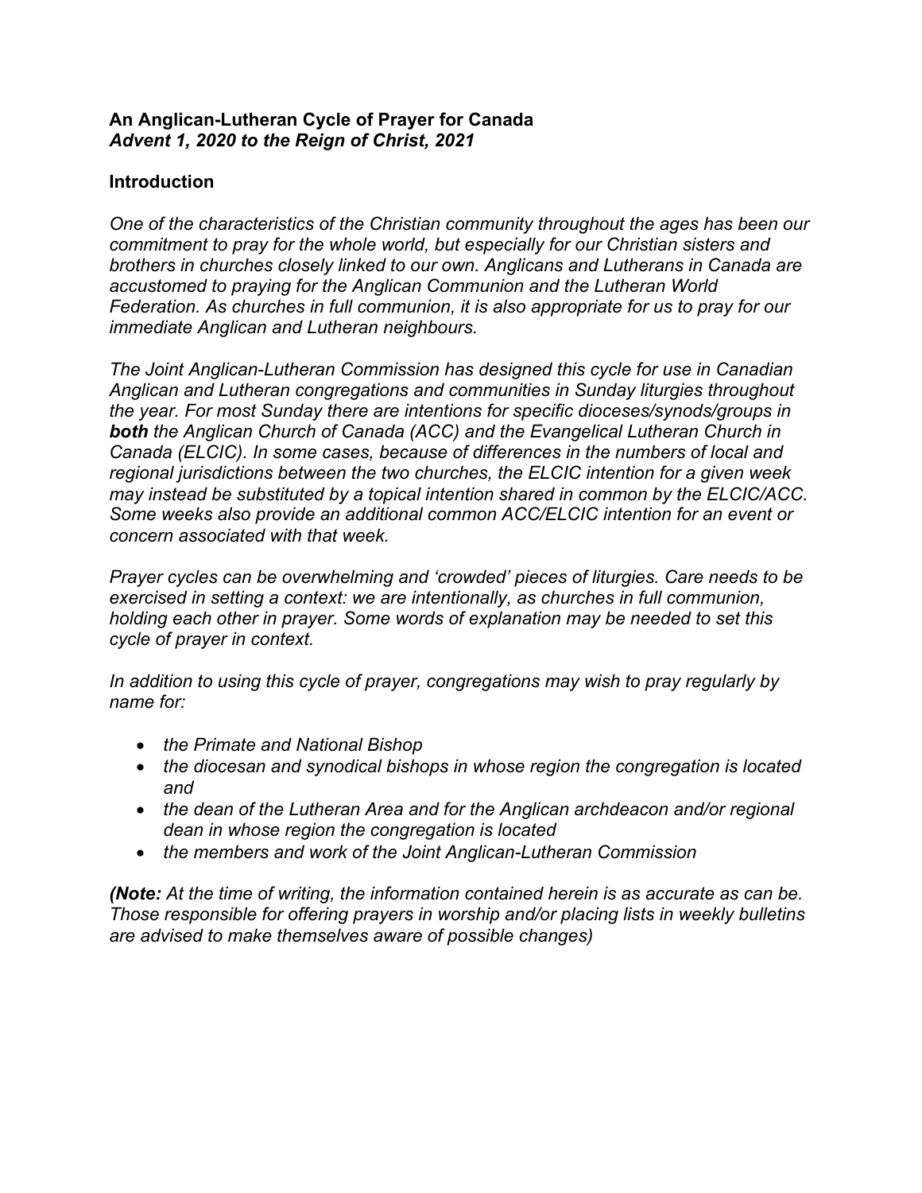**An Anglican-Lutheran Cycle of Prayer for Canada**
***Advent 1, 2020 to the Reign of Christ, 2021***

## Introduction

*One of the characteristics of the Christian community throughout the ages has been our commitment to pray for the whole world, but especially for our Christian sisters and brothers in churches closely linked to our own. Anglicans and Lutherans in Canada are accustomed to praying for the Anglican Communion and the Lutheran World Federation. As churches in full communion, it is also appropriate for us to pray for our immediate Anglican and Lutheran neighbours.*

*The Joint Anglican-Lutheran Commission has designed this cycle for use in Canadian Anglican and Lutheran congregations and communities in Sunday liturgies throughout the year. For most Sunday there are intentions for specific dioceses/synods/groups in **both** the Anglican Church of Canada (ACC) and the Evangelical Lutheran Church in Canada (ELCIC). In some cases, because of differences in the numbers of local and regional jurisdictions between the two churches, the ELCIC intention for a given week may instead be substituted by a topical intention shared in common by the ELCIC/ACC. Some weeks also provide an additional common ACC/ELCIC intention for an event or concern associated with that week.*

*Prayer cycles can be overwhelming and 'crowded' pieces of liturgies. Care needs to be exercised in setting a context: we are intentionally, as churches in full communion, holding each other in prayer. Some words of explanation may be needed to set this cycle of prayer in context.*

*In addition to using this cycle of prayer, congregations may wish to pray regularly by name for:*

- *the Primate and National Bishop*
- *the diocesan and synodical bishops in whose region the congregation is located and*
- *the dean of the Lutheran Area and for the Anglican archdeacon and/or regional dean in whose region the congregation is located*
- *the members and work of the Joint Anglican-Lutheran Commission*

***(Note:** At the time of writing, the information contained herein is as accurate as can be. Those responsible for offering prayers in worship and/or placing lists in weekly bulletins are advised to make themselves aware of possible changes)*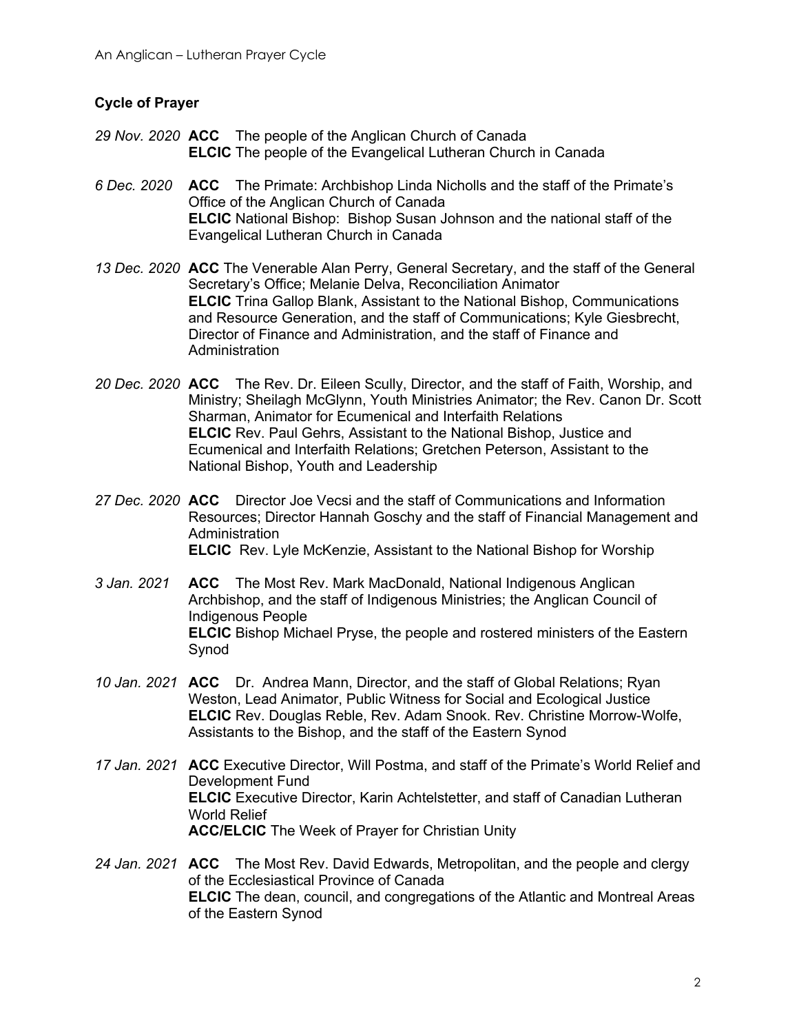### Cycle of Prayer

*29 Nov. 2020* **ACC** The people of the Anglican Church of Canada
**ELCIC** The people of the Evangelical Lutheran Church in Canada

*6 Dec. 2020* **ACC** The Primate: Archbishop Linda Nicholls and the staff of the Primate's Office of the Anglican Church of Canada
**ELCIC** National Bishop: Bishop Susan Johnson and the national staff of the Evangelical Lutheran Church in Canada

*13 Dec. 2020* **ACC** The Venerable Alan Perry, General Secretary, and the staff of the General Secretary's Office; Melanie Delva, Reconciliation Animator
**ELCIC** Trina Gallop Blank, Assistant to the National Bishop, Communications and Resource Generation, and the staff of Communications; Kyle Giesbrecht, Director of Finance and Administration, and the staff of Finance and Administration

*20 Dec. 2020* **ACC** The Rev. Dr. Eileen Scully, Director, and the staff of Faith, Worship, and Ministry; Sheilagh McGlynn, Youth Ministries Animator; the Rev. Canon Dr. Scott Sharman, Animator for Ecumenical and Interfaith Relations
**ELCIC** Rev. Paul Gehrs, Assistant to the National Bishop, Justice and Ecumenical and Interfaith Relations; Gretchen Peterson, Assistant to the National Bishop, Youth and Leadership

*27 Dec. 2020* **ACC** Director Joe Vecsi and the staff of Communications and Information Resources; Director Hannah Goschy and the staff of Financial Management and Administration
**ELCIC** Rev. Lyle McKenzie, Assistant to the National Bishop for Worship

*3 Jan. 2021* **ACC** The Most Rev. Mark MacDonald, National Indigenous Anglican Archbishop, and the staff of Indigenous Ministries; the Anglican Council of Indigenous People
**ELCIC** Bishop Michael Pryse, the people and rostered ministers of the Eastern Synod

*10 Jan. 2021* **ACC** Dr. Andrea Mann, Director, and the staff of Global Relations; Ryan Weston, Lead Animator, Public Witness for Social and Ecological Justice
**ELCIC** Rev. Douglas Reble, Rev. Adam Snook. Rev. Christine Morrow-Wolfe, Assistants to the Bishop, and the staff of the Eastern Synod

*17 Jan. 2021* **ACC** Executive Director, Will Postma, and staff of the Primate's World Relief and Development Fund
**ELCIC** Executive Director, Karin Achtelstetter, and staff of Canadian Lutheran World Relief
**ACC/ELCIC** The Week of Prayer for Christian Unity

*24 Jan. 2021* **ACC** The Most Rev. David Edwards, Metropolitan, and the people and clergy of the Ecclesiastical Province of Canada
**ELCIC** The dean, council, and congregations of the Atlantic and Montreal Areas of the Eastern Synod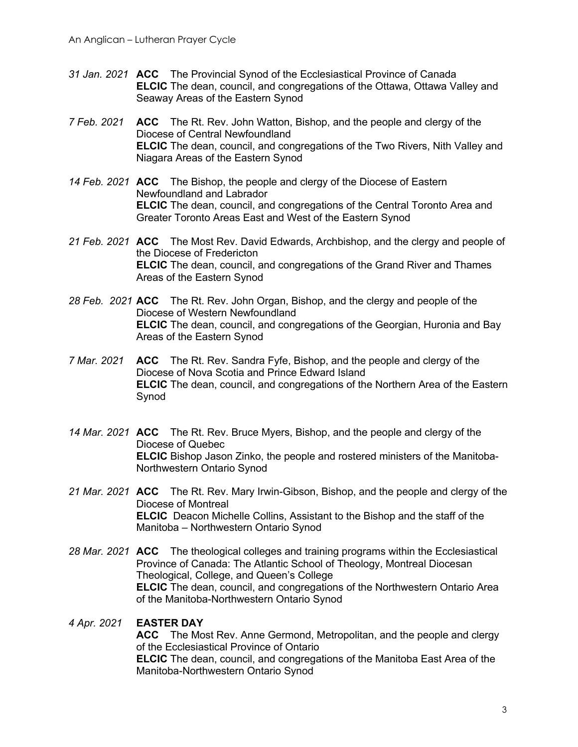*31 Jan. 2021* **ACC** The Provincial Synod of the Ecclesiastical Province of Canada
**ELCIC** The dean, council, and congregations of the Ottawa, Ottawa Valley and Seaway Areas of the Eastern Synod

*7 Feb. 2021* **ACC** The Rt. Rev. John Watton, Bishop, and the people and clergy of the Diocese of Central Newfoundland
**ELCIC** The dean, council, and congregations of the Two Rivers, Nith Valley and Niagara Areas of the Eastern Synod

*14 Feb. 2021* **ACC** The Bishop, the people and clergy of the Diocese of Eastern Newfoundland and Labrador
**ELCIC** The dean, council, and congregations of the Central Toronto Area and Greater Toronto Areas East and West of the Eastern Synod

*21 Feb. 2021* **ACC** The Most Rev. David Edwards, Archbishop, and the clergy and people of the Diocese of Fredericton
**ELCIC** The dean, council, and congregations of the Grand River and Thames Areas of the Eastern Synod

*28 Feb. 2021* **ACC** The Rt. Rev. John Organ, Bishop, and the clergy and people of the Diocese of Western Newfoundland
**ELCIC** The dean, council, and congregations of the Georgian, Huronia and Bay Areas of the Eastern Synod

*7 Mar. 2021* **ACC** The Rt. Rev. Sandra Fyfe, Bishop, and the people and clergy of the Diocese of Nova Scotia and Prince Edward Island
**ELCIC** The dean, council, and congregations of the Northern Area of the Eastern Synod

*14 Mar. 2021* **ACC** The Rt. Rev. Bruce Myers, Bishop, and the people and clergy of the Diocese of Quebec
**ELCIC** Bishop Jason Zinko, the people and rostered ministers of the Manitoba-Northwestern Ontario Synod

*21 Mar. 2021* **ACC** The Rt. Rev. Mary Irwin-Gibson, Bishop, and the people and clergy of the Diocese of Montreal
**ELCIC** Deacon Michelle Collins, Assistant to the Bishop and the staff of the Manitoba – Northwestern Ontario Synod

*28 Mar. 2021* **ACC** The theological colleges and training programs within the Ecclesiastical Province of Canada: The Atlantic School of Theology, Montreal Diocesan Theological, College, and Queen's College
**ELCIC** The dean, council, and congregations of the Northwestern Ontario Area of the Manitoba-Northwestern Ontario Synod

*4 Apr. 2021* **EASTER DAY**
**ACC** The Most Rev. Anne Germond, Metropolitan, and the people and clergy of the Ecclesiastical Province of Ontario
**ELCIC** The dean, council, and congregations of the Manitoba East Area of the Manitoba-Northwestern Ontario Synod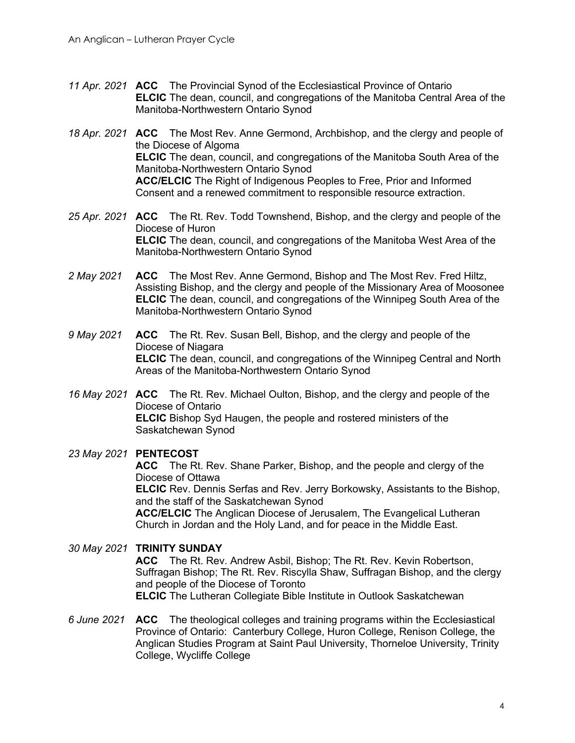*11 Apr. 2021* **ACC** The Provincial Synod of the Ecclesiastical Province of Ontario
**ELCIC** The dean, council, and congregations of the Manitoba Central Area of the Manitoba-Northwestern Ontario Synod

*18 Apr. 2021* **ACC** The Most Rev. Anne Germond, Archbishop, and the clergy and people of the Diocese of Algoma
**ELCIC** The dean, council, and congregations of the Manitoba South Area of the Manitoba-Northwestern Ontario Synod
**ACC/ELCIC** The Right of Indigenous Peoples to Free, Prior and Informed Consent and a renewed commitment to responsible resource extraction.

*25 Apr. 2021* **ACC** The Rt. Rev. Todd Townshend, Bishop, and the clergy and people of the Diocese of Huron
**ELCIC** The dean, council, and congregations of the Manitoba West Area of the Manitoba-Northwestern Ontario Synod

*2 May 2021* **ACC** The Most Rev. Anne Germond, Bishop and The Most Rev. Fred Hiltz, Assisting Bishop, and the clergy and people of the Missionary Area of Moosonee
**ELCIC** The dean, council, and congregations of the Winnipeg South Area of the Manitoba-Northwestern Ontario Synod

*9 May 2021* **ACC** The Rt. Rev. Susan Bell, Bishop, and the clergy and people of the Diocese of Niagara
**ELCIC** The dean, council, and congregations of the Winnipeg Central and North Areas of the Manitoba-Northwestern Ontario Synod

*16 May 2021* **ACC** The Rt. Rev. Michael Oulton, Bishop, and the clergy and people of the Diocese of Ontario
**ELCIC** Bishop Syd Haugen, the people and rostered ministers of the Saskatchewan Synod

*23 May 2021* **PENTECOST**
**ACC** The Rt. Rev. Shane Parker, Bishop, and the people and clergy of the Diocese of Ottawa
**ELCIC** Rev. Dennis Serfas and Rev. Jerry Borkowsky, Assistants to the Bishop, and the staff of the Saskatchewan Synod
**ACC/ELCIC** The Anglican Diocese of Jerusalem, The Evangelical Lutheran Church in Jordan and the Holy Land, and for peace in the Middle East.

*30 May 2021* **TRINITY SUNDAY**
**ACC** The Rt. Rev. Andrew Asbil, Bishop; The Rt. Rev. Kevin Robertson, Suffragan Bishop; The Rt. Rev. Riscylla Shaw, Suffragan Bishop, and the clergy and people of the Diocese of Toronto
**ELCIC** The Lutheran Collegiate Bible Institute in Outlook Saskatchewan

*6 June 2021* **ACC** The theological colleges and training programs within the Ecclesiastical Province of Ontario: Canterbury College, Huron College, Renison College, the Anglican Studies Program at Saint Paul University, Thorneloe University, Trinity College, Wycliffe College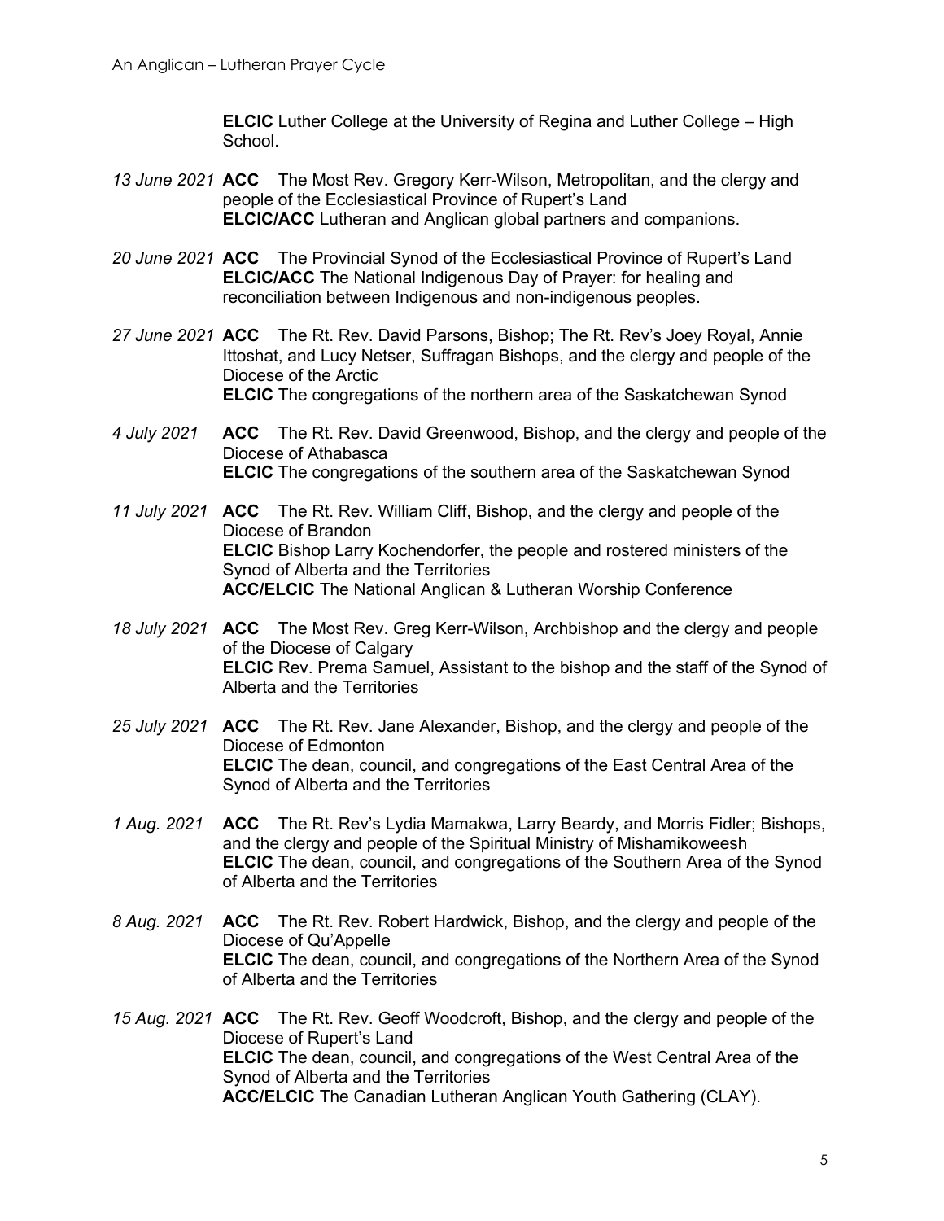**ELCIC** Luther College at the University of Regina and Luther College – High School.

*13 June 2021* **ACC** The Most Rev. Gregory Kerr-Wilson, Metropolitan, and the clergy and people of the Ecclesiastical Province of Rupert's Land
**ELCIC/ACC** Lutheran and Anglican global partners and companions.

*20 June 2021* **ACC** The Provincial Synod of the Ecclesiastical Province of Rupert's Land
**ELCIC/ACC** The National Indigenous Day of Prayer: for healing and reconciliation between Indigenous and non-indigenous peoples.

*27 June 2021* **ACC** The Rt. Rev. David Parsons, Bishop; The Rt. Rev's Joey Royal, Annie Ittoshat, and Lucy Netser, Suffragan Bishops, and the clergy and people of the Diocese of the Arctic
**ELCIC** The congregations of the northern area of the Saskatchewan Synod

*4 July 2021* **ACC** The Rt. Rev. David Greenwood, Bishop, and the clergy and people of the Diocese of Athabasca
**ELCIC** The congregations of the southern area of the Saskatchewan Synod

*11 July 2021* **ACC** The Rt. Rev. William Cliff, Bishop, and the clergy and people of the Diocese of Brandon
**ELCIC** Bishop Larry Kochendorfer, the people and rostered ministers of the Synod of Alberta and the Territories
**ACC/ELCIC** The National Anglican & Lutheran Worship Conference

*18 July 2021* **ACC** The Most Rev. Greg Kerr-Wilson, Archbishop and the clergy and people of the Diocese of Calgary
**ELCIC** Rev. Prema Samuel, Assistant to the bishop and the staff of the Synod of Alberta and the Territories

*25 July 2021* **ACC** The Rt. Rev. Jane Alexander, Bishop, and the clergy and people of the Diocese of Edmonton
**ELCIC** The dean, council, and congregations of the East Central Area of the Synod of Alberta and the Territories

*1 Aug. 2021* **ACC** The Rt. Rev's Lydia Mamakwa, Larry Beardy, and Morris Fidler; Bishops, and the clergy and people of the Spiritual Ministry of Mishamikoweesh
**ELCIC** The dean, council, and congregations of the Southern Area of the Synod of Alberta and the Territories

*8 Aug. 2021* **ACC** The Rt. Rev. Robert Hardwick, Bishop, and the clergy and people of the Diocese of Qu'Appelle
**ELCIC** The dean, council, and congregations of the Northern Area of the Synod of Alberta and the Territories

*15 Aug. 2021* **ACC** The Rt. Rev. Geoff Woodcroft, Bishop, and the clergy and people of the Diocese of Rupert's Land
**ELCIC** The dean, council, and congregations of the West Central Area of the Synod of Alberta and the Territories
**ACC/ELCIC** The Canadian Lutheran Anglican Youth Gathering (CLAY).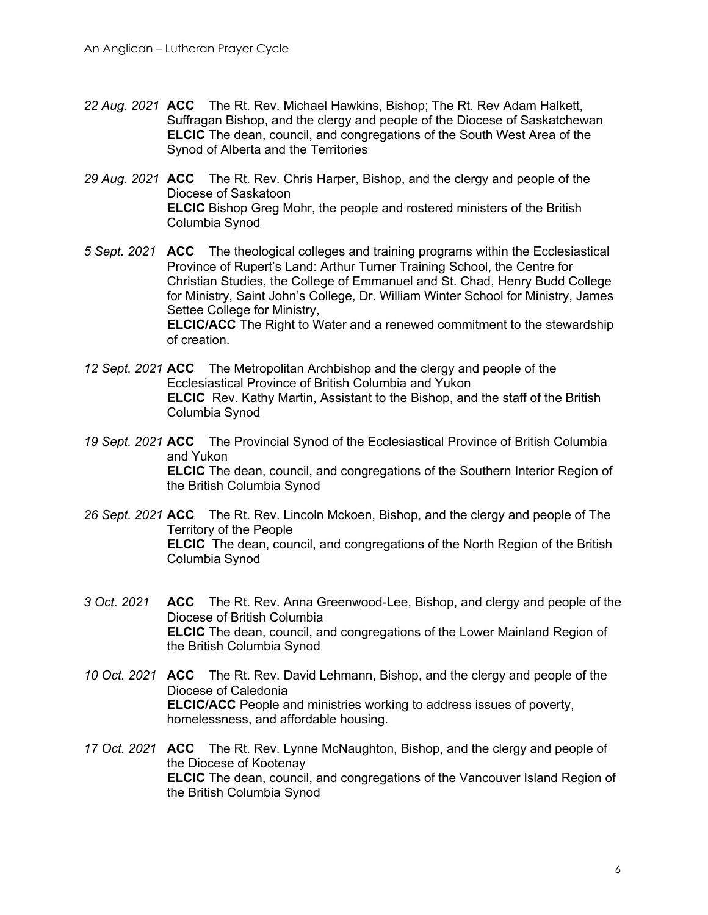*22 Aug. 2021* **ACC** The Rt. Rev. Michael Hawkins, Bishop; The Rt. Rev Adam Halkett, Suffragan Bishop, and the clergy and people of the Diocese of Saskatchewan
**ELCIC** The dean, council, and congregations of the South West Area of the Synod of Alberta and the Territories

*29 Aug. 2021* **ACC** The Rt. Rev. Chris Harper, Bishop, and the clergy and people of the Diocese of Saskatoon
**ELCIC** Bishop Greg Mohr, the people and rostered ministers of the British Columbia Synod

*5 Sept. 2021* **ACC** The theological colleges and training programs within the Ecclesiastical Province of Rupert's Land: Arthur Turner Training School, the Centre for Christian Studies, the College of Emmanuel and St. Chad, Henry Budd College for Ministry, Saint John's College, Dr. William Winter School for Ministry, James Settee College for Ministry,
**ELCIC/ACC** The Right to Water and a renewed commitment to the stewardship of creation.

*12 Sept. 2021* **ACC** The Metropolitan Archbishop and the clergy and people of the Ecclesiastical Province of British Columbia and Yukon
**ELCIC** Rev. Kathy Martin, Assistant to the Bishop, and the staff of the British Columbia Synod

*19 Sept. 2021* **ACC** The Provincial Synod of the Ecclesiastical Province of British Columbia and Yukon
**ELCIC** The dean, council, and congregations of the Southern Interior Region of the British Columbia Synod

*26 Sept. 2021* **ACC** The Rt. Rev. Lincoln Mckoen, Bishop, and the clergy and people of The Territory of the People
**ELCIC** The dean, council, and congregations of the North Region of the British Columbia Synod

*3 Oct. 2021* **ACC** The Rt. Rev. Anna Greenwood-Lee, Bishop, and clergy and people of the Diocese of British Columbia
**ELCIC** The dean, council, and congregations of the Lower Mainland Region of the British Columbia Synod

*10 Oct. 2021* **ACC** The Rt. Rev. David Lehmann, Bishop, and the clergy and people of the Diocese of Caledonia
**ELCIC/ACC** People and ministries working to address issues of poverty, homelessness, and affordable housing.

*17 Oct. 2021* **ACC** The Rt. Rev. Lynne McNaughton, Bishop, and the clergy and people of the Diocese of Kootenay
**ELCIC** The dean, council, and congregations of the Vancouver Island Region of the British Columbia Synod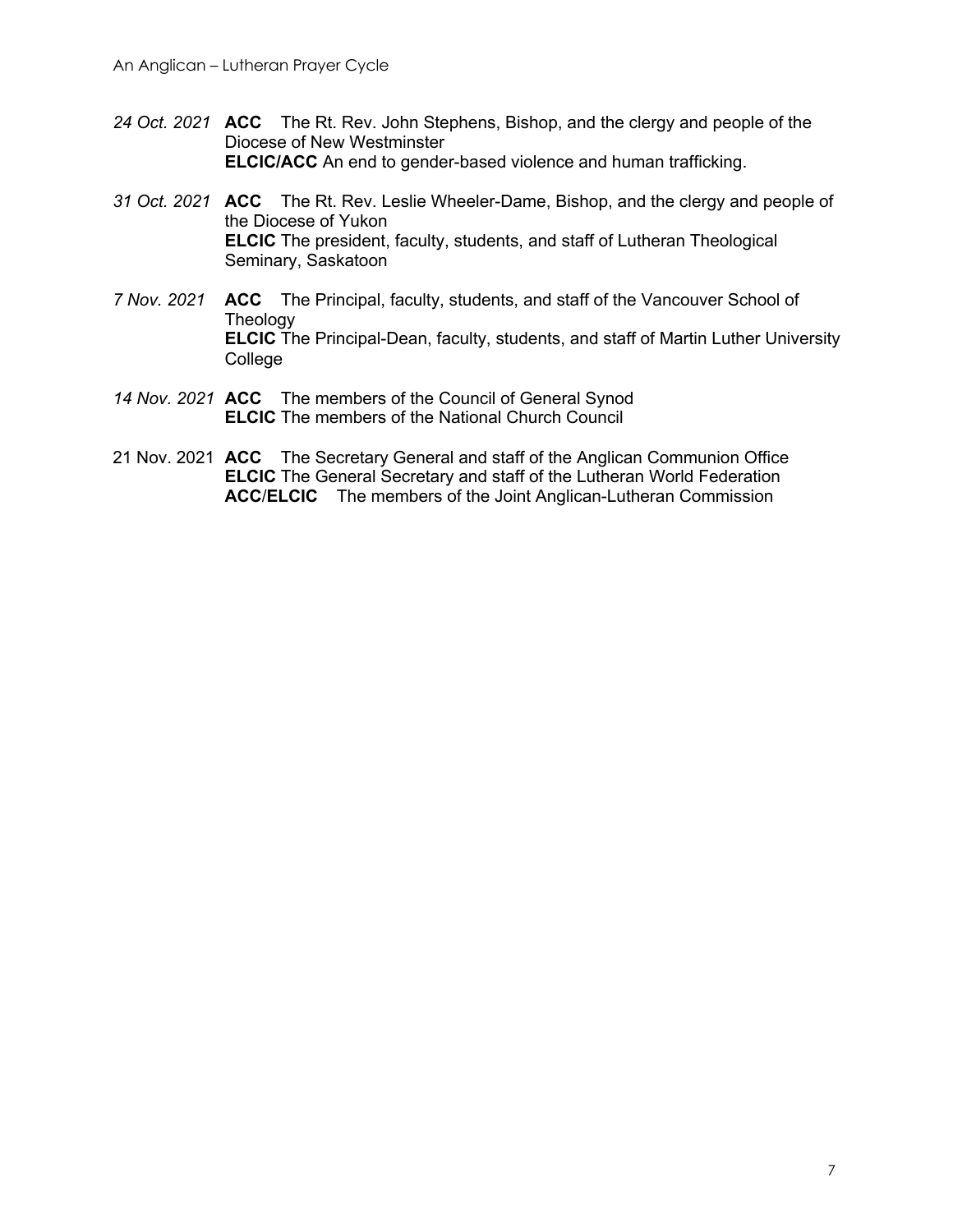*24 Oct. 2021* **ACC** The Rt. Rev. John Stephens, Bishop, and the clergy and people of the Diocese of New Westminster
**ELCIC/ACC** An end to gender-based violence and human trafficking.

*31 Oct. 2021* **ACC** The Rt. Rev. Leslie Wheeler-Dame, Bishop, and the clergy and people of the Diocese of Yukon
**ELCIC** The president, faculty, students, and staff of Lutheran Theological Seminary, Saskatoon

*7 Nov. 2021* **ACC** The Principal, faculty, students, and staff of the Vancouver School of Theology
**ELCIC** The Principal-Dean, faculty, students, and staff of Martin Luther University College

*14 Nov. 2021* **ACC** The members of the Council of General Synod
**ELCIC** The members of the National Church Council

21 Nov. 2021 **ACC** The Secretary General and staff of the Anglican Communion Office
**ELCIC** The General Secretary and staff of the Lutheran World Federation
**ACC/ELCIC** The members of the Joint Anglican-Lutheran Commission